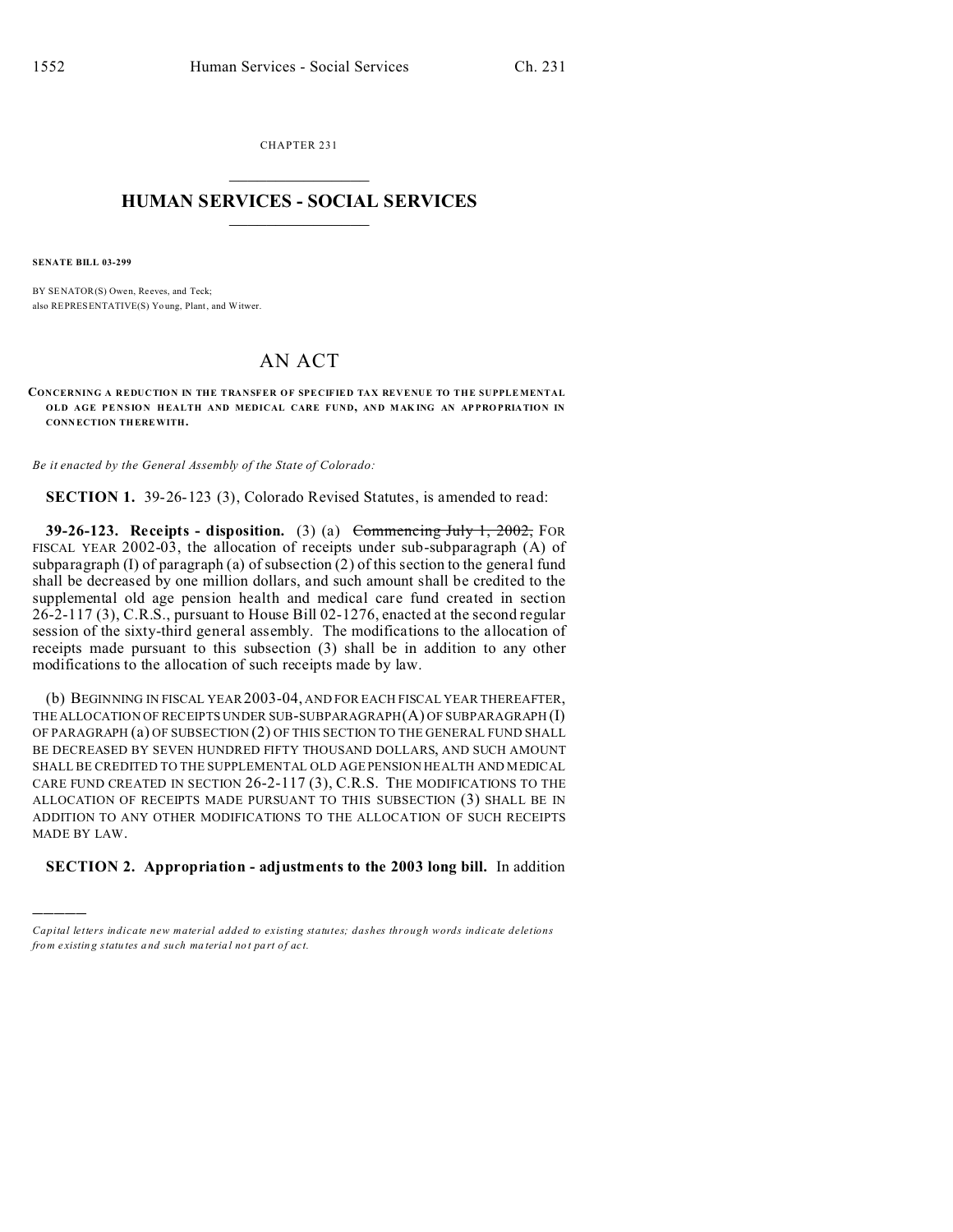CHAPTER 231

# HUMAN SERVICES - SOCIAL SERVICES

**SENATE BILL 03-299**

BY SENATOR(S) Owen, Reeves, and Teck;
also REPRESENTATIVE(S) Young, Plant, and Witwer.

# AN ACT

**CONCERNING A REDUCTION IN THE TRANSFER OF SPECIFIED TAX REVENUE TO THE SUPPLEMENTAL OLD AGE PENSION HEALTH AND MEDICAL CARE FUND, AND MAKING AN APPROPRIATION IN CONNECTION THEREWITH.**

*Be it enacted by the General Assembly of the State of Colorado:*

**SECTION 1.** 39-26-123 (3), Colorado Revised Statutes, is amended to read:

**39-26-123. Receipts - disposition.** (3) (a) ~~Commencing July 1, 2002,~~ FOR FISCAL YEAR 2002-03, the allocation of receipts under sub-subparagraph (A) of subparagraph (I) of paragraph (a) of subsection (2) of this section to the general fund shall be decreased by one million dollars, and such amount shall be credited to the supplemental old age pension health and medical care fund created in section 26-2-117 (3), C.R.S., pursuant to House Bill 02-1276, enacted at the second regular session of the sixty-third general assembly. The modifications to the allocation of receipts made pursuant to this subsection (3) shall be in addition to any other modifications to the allocation of such receipts made by law.

(b) BEGINNING IN FISCAL YEAR 2003-04, AND FOR EACH FISCAL YEAR THEREAFTER, THE ALLOCATION OF RECEIPTS UNDER SUB-SUBPARAGRAPH (A) OF SUBPARAGRAPH (I) OF PARAGRAPH (a) OF SUBSECTION (2) OF THIS SECTION TO THE GENERAL FUND SHALL BE DECREASED BY SEVEN HUNDRED FIFTY THOUSAND DOLLARS, AND SUCH AMOUNT SHALL BE CREDITED TO THE SUPPLEMENTAL OLD AGE PENSION HEALTH AND MEDICAL CARE FUND CREATED IN SECTION 26-2-117 (3), C.R.S. THE MODIFICATIONS TO THE ALLOCATION OF RECEIPTS MADE PURSUANT TO THIS SUBSECTION (3) SHALL BE IN ADDITION TO ANY OTHER MODIFICATIONS TO THE ALLOCATION OF SUCH RECEIPTS MADE BY LAW.

**SECTION 2. Appropriation - adjustments to the 2003 long bill.** In addition

---

*Capital letters indicate new material added to existing statutes; dashes through words indicate deletions from existing statutes and such material not part of act.*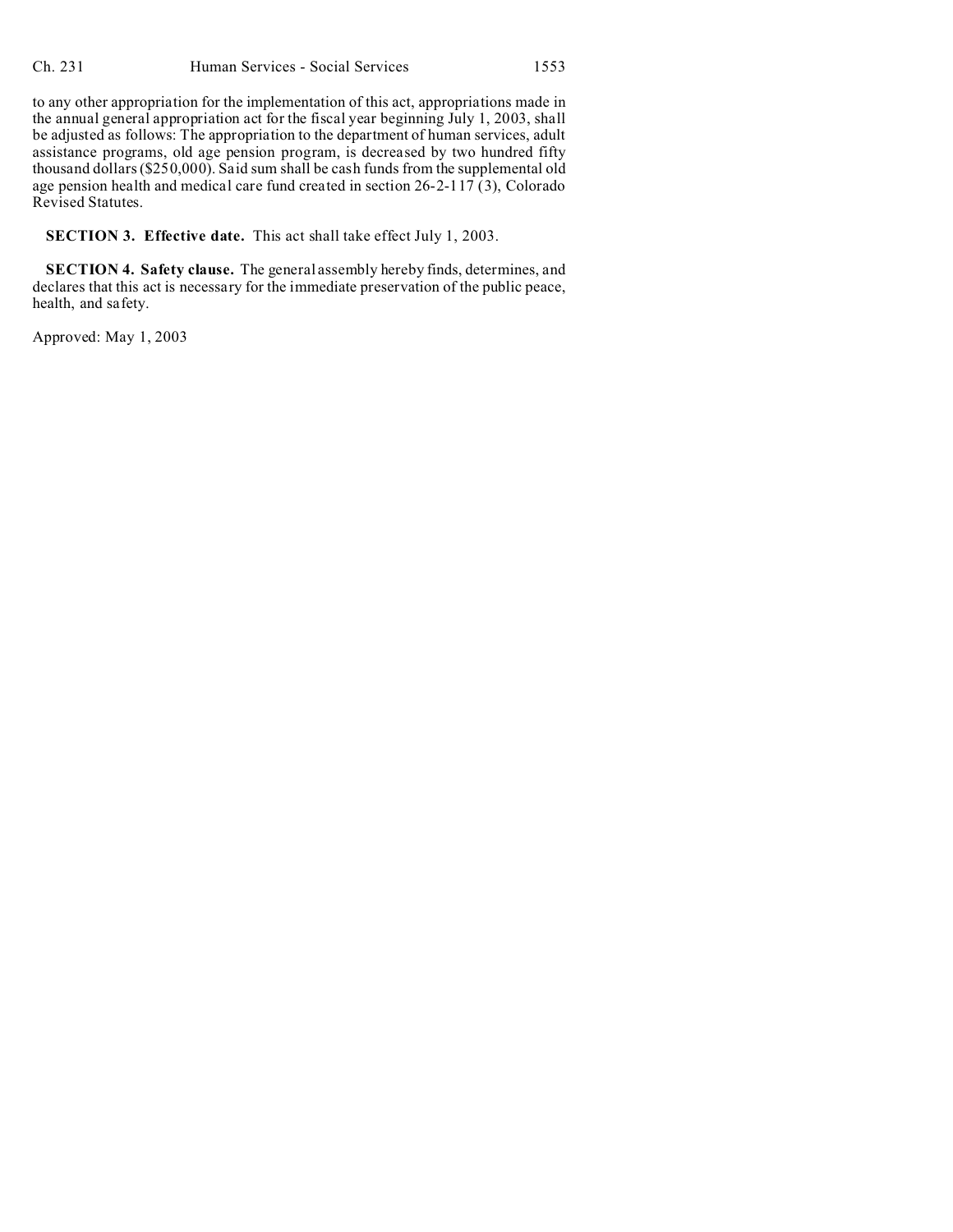to any other appropriation for the implementation of this act, appropriations made in the annual general appropriation act for the fiscal year beginning July 1, 2003, shall be adjusted as follows: The appropriation to the department of human services, adult assistance programs, old age pension program, is decreased by two hundred fifty thousand dollars ($250,000). Said sum shall be cash funds from the supplemental old age pension health and medical care fund created in section 26-2-117 (3), Colorado Revised Statutes.

**SECTION 3. Effective date.** This act shall take effect July 1, 2003.

**SECTION 4. Safety clause.** The general assembly hereby finds, determines, and declares that this act is necessary for the immediate preservation of the public peace, health, and safety.

Approved: May 1, 2003